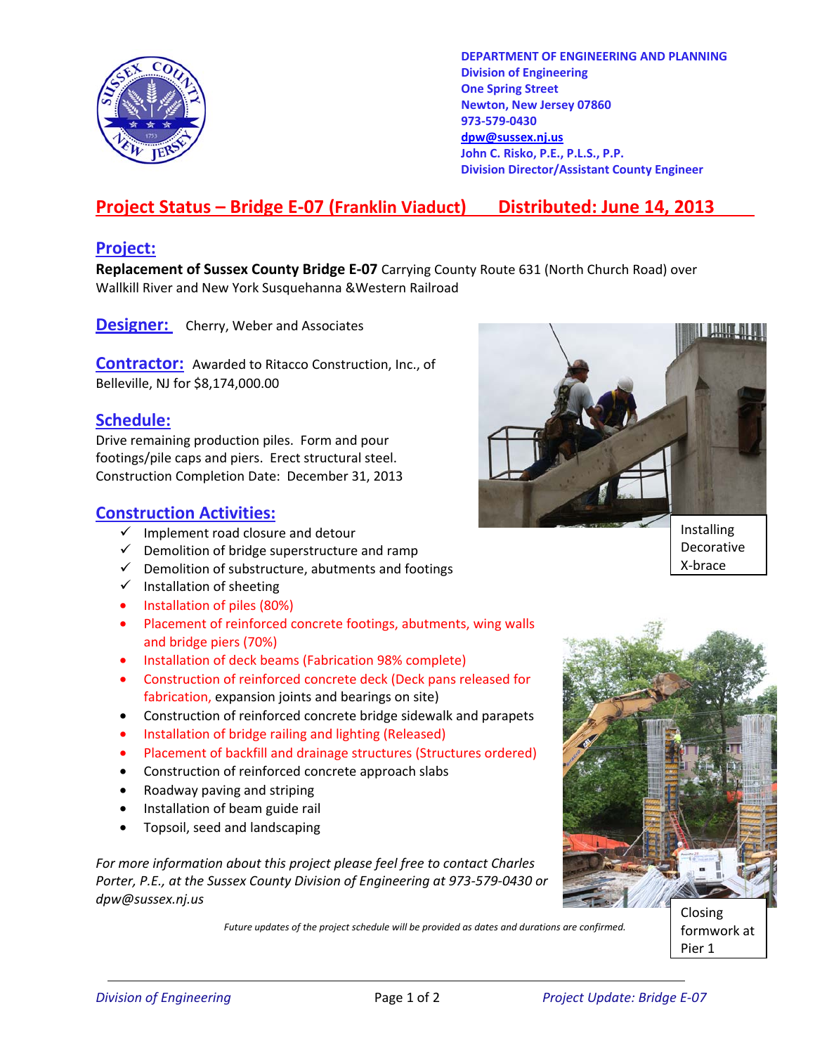**DEPARTMENT OF ENGINEERING AND PLANNING**
**Division of Engineering**
**One Spring Street**
**Newton, New Jersey 07860**
**973-579-0430**
**dpw@sussex.nj.us**
**John C. Risko, P.E., P.L.S., P.P.**
**Division Director/Assistant County Engineer**

# Project Status – Bridge E-07 (Franklin Viaduct) Distributed: June 14, 2013

## Project:

**Replacement of Sussex County Bridge E-07** Carrying County Route 631 (North Church Road) over Wallkill River and New York Susquehanna &Western Railroad

## Designer:

Cherry, Weber and Associates

## Contractor:

Awarded to Ritacco Construction, Inc., of Belleville, NJ for $8,174,000.00

## Schedule:

Drive remaining production piles. Form and pour footings/pile caps and piers. Erect structural steel.
Construction Completion Date: December 31, 2013

## Construction Activities:

- ✓ Implement road closure and detour
- ✓ Demolition of bridge superstructure and ramp
- ✓ Demolition of substructure, abutments and footings
- ✓ Installation of sheeting
- Installation of piles (80%)
- Placement of reinforced concrete footings, abutments, wing walls and bridge piers (70%)
- Installation of deck beams (Fabrication 98% complete)
- Construction of reinforced concrete deck (Deck pans released for fabrication, expansion joints and bearings on site)
- Construction of reinforced concrete bridge sidewalk and parapets
- Installation of bridge railing and lighting (Released)
- Placement of backfill and drainage structures (Structures ordered)
- Construction of reinforced concrete approach slabs
- Roadway paving and striping
- Installation of beam guide rail
- Topsoil, seed and landscaping

Installing Decorative X-brace

Closing formwork at Pier 1

*For more information about this project please feel free to contact Charles Porter, P.E., at the Sussex County Division of Engineering at 973-579-0430 or dpw@sussex.nj.us*

*Future updates of the project schedule will be provided as dates and durations are confirmed.*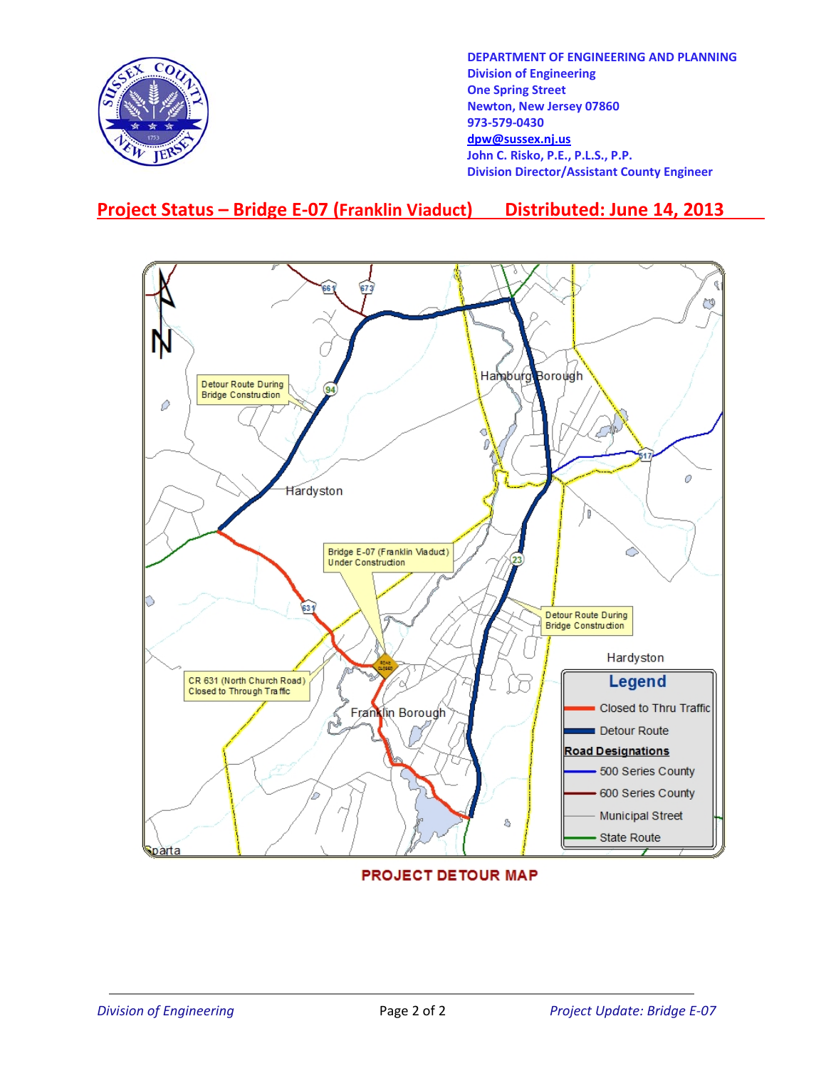DEPARTMENT OF ENGINEERING AND PLANNING
Division of Engineering
One Spring Street
Newton, New Jersey 07860
973-579-0430
dpw@sussex.nj.us
John C. Risko, P.E., P.L.S., P.P.
Division Director/Assistant County Engineer

## Project Status – Bridge E-07 (Franklin Viaduct) Distributed: June 14, 2013

Detour Route During Bridge Construction

Hardyston

Hamburg Borough

Bridge E-07 (Franklin Viaduct) Under Construction

Detour Route During Bridge Construction

CR 631 (North Church Road) Closed to Through Traffic

Franklin Borough

Hardyston

Sparta

94

23

517

631

661

673

Legend

Closed to Thru Traffic

Detour Route

Road Designations

500 Series County

600 Series County

Municipal Street

State Route

**PROJECT DETOUR MAP**